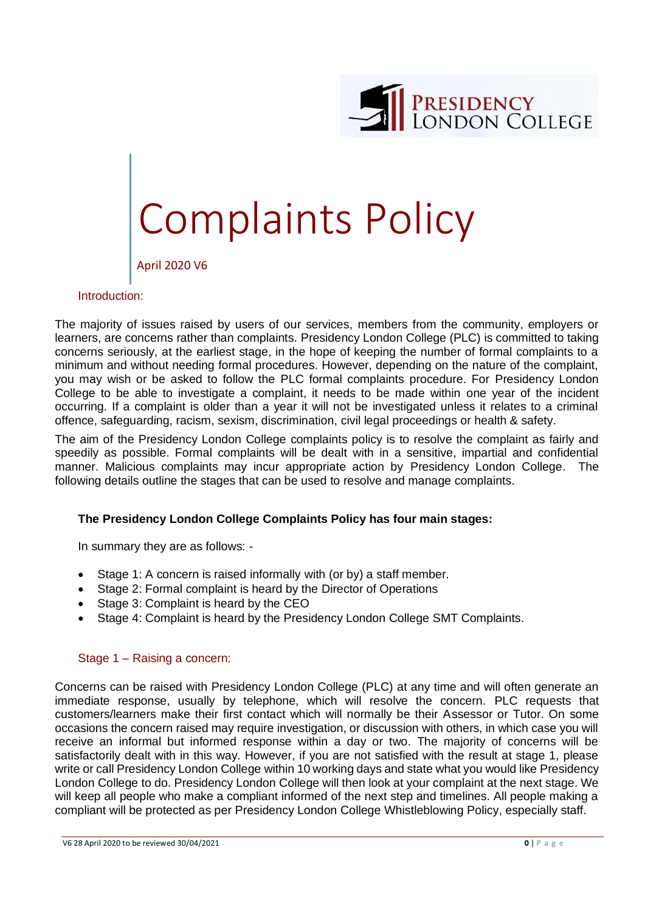# Complaints Policy

April 2020 V6

## Introduction:

The majority of issues raised by users of our services, members from the community, employers or learners, are concerns rather than complaints. Presidency London College (PLC) is committed to taking concerns seriously, at the earliest stage, in the hope of keeping the number of formal complaints to a minimum and without needing formal procedures. However, depending on the nature of the complaint, you may wish or be asked to follow the PLC formal complaints procedure. For Presidency London College to be able to investigate a complaint, it needs to be made within one year of the incident occurring. If a complaint is older than a year it will not be investigated unless it relates to a criminal offence, safeguarding, racism, sexism, discrimination, civil legal proceedings or health & safety.

The aim of the Presidency London College complaints policy is to resolve the complaint as fairly and speedily as possible. Formal complaints will be dealt with in a sensitive, impartial and confidential manner. Malicious complaints may incur appropriate action by Presidency London College. The following details outline the stages that can be used to resolve and manage complaints.

**The Presidency London College Complaints Policy has four main stages:**

In summary they are as follows: -

- Stage 1: A concern is raised informally with (or by) a staff member.
- Stage 2: Formal complaint is heard by the Director of Operations
- Stage 3: Complaint is heard by the CEO
- Stage 4: Complaint is heard by the Presidency London College SMT Complaints.

## Stage 1 – Raising a concern:

Concerns can be raised with Presidency London College (PLC) at any time and will often generate an immediate response, usually by telephone, which will resolve the concern. PLC requests that customers/learners make their first contact which will normally be their Assessor or Tutor. On some occasions the concern raised may require investigation, or discussion with others, in which case you will receive an informal but informed response within a day or two. The majority of concerns will be satisfactorily dealt with in this way. However, if you are not satisfied with the result at stage 1, please write or call Presidency London College within 10 working days and state what you would like Presidency London College to do. Presidency London College will then look at your complaint at the next stage. We will keep all people who make a compliant informed of the next step and timelines. All people making a compliant will be protected as per Presidency London College Whistleblowing Policy, especially staff.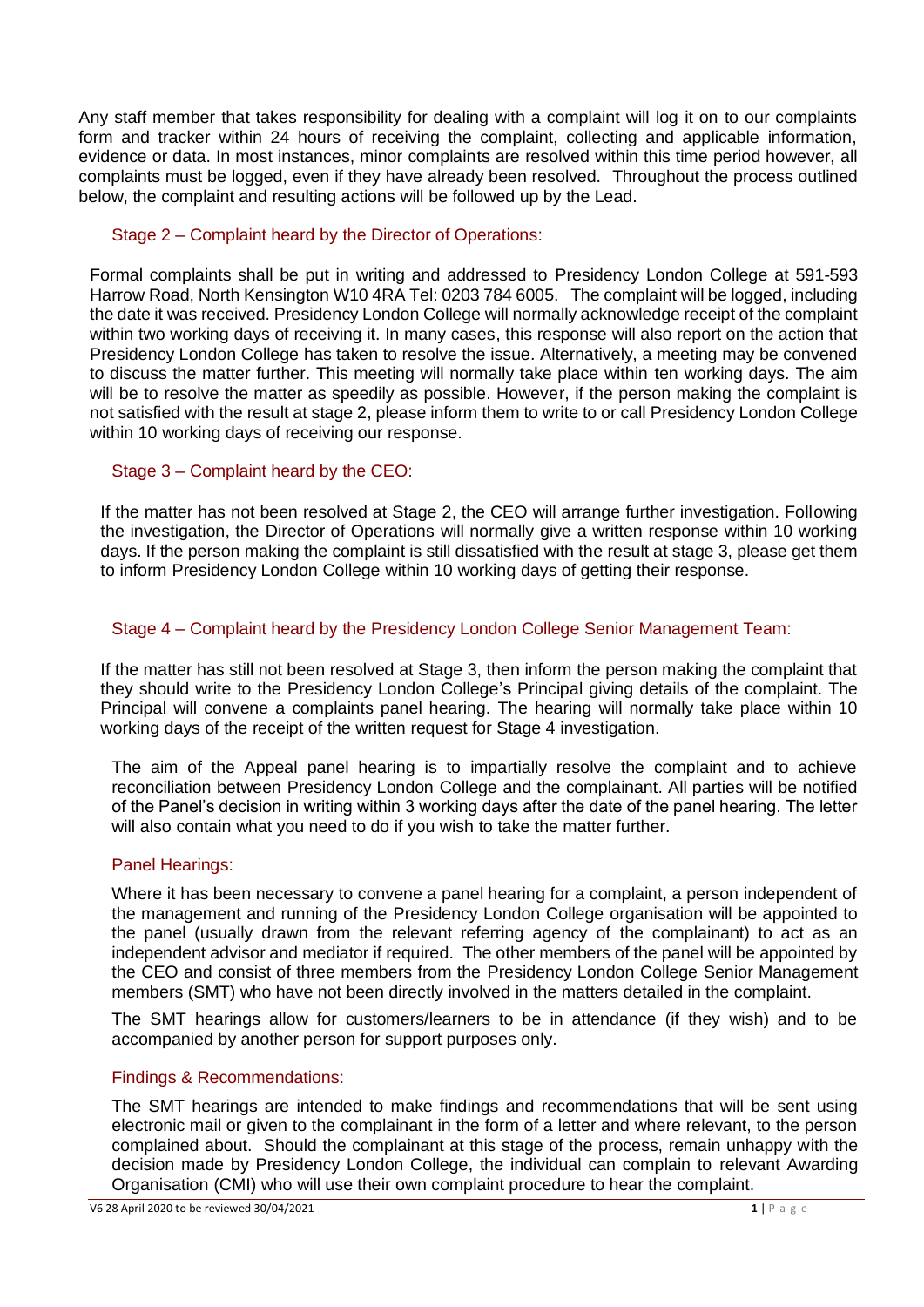Any staff member that takes responsibility for dealing with a complaint will log it on to our complaints form and tracker within 24 hours of receiving the complaint, collecting and applicable information, evidence or data. In most instances, minor complaints are resolved within this time period however, all complaints must be logged, even if they have already been resolved. Throughout the process outlined below, the complaint and resulting actions will be followed up by the Lead.

### Stage 2 – Complaint heard by the Director of Operations:

Formal complaints shall be put in writing and addressed to Presidency London College at 591-593 Harrow Road, North Kensington W10 4RA Tel: 0203 784 6005. The complaint will be logged, including the date it was received. Presidency London College will normally acknowledge receipt of the complaint within two working days of receiving it. In many cases, this response will also report on the action that Presidency London College has taken to resolve the issue. Alternatively, a meeting may be convened to discuss the matter further. This meeting will normally take place within ten working days. The aim will be to resolve the matter as speedily as possible. However, if the person making the complaint is not satisfied with the result at stage 2, please inform them to write to or call Presidency London College within 10 working days of receiving our response.

### Stage 3 – Complaint heard by the CEO:

If the matter has not been resolved at Stage 2, the CEO will arrange further investigation. Following the investigation, the Director of Operations will normally give a written response within 10 working days. If the person making the complaint is still dissatisfied with the result at stage 3, please get them to inform Presidency London College within 10 working days of getting their response.

### Stage 4 – Complaint heard by the Presidency London College Senior Management Team:

If the matter has still not been resolved at Stage 3, then inform the person making the complaint that they should write to the Presidency London College's Principal giving details of the complaint. The Principal will convene a complaints panel hearing. The hearing will normally take place within 10 working days of the receipt of the written request for Stage 4 investigation.

The aim of the Appeal panel hearing is to impartially resolve the complaint and to achieve reconciliation between Presidency London College and the complainant. All parties will be notified of the Panel's decision in writing within 3 working days after the date of the panel hearing. The letter will also contain what you need to do if you wish to take the matter further.

### Panel Hearings:

Where it has been necessary to convene a panel hearing for a complaint, a person independent of the management and running of the Presidency London College organisation will be appointed to the panel (usually drawn from the relevant referring agency of the complainant) to act as an independent advisor and mediator if required. The other members of the panel will be appointed by the CEO and consist of three members from the Presidency London College Senior Management members (SMT) who have not been directly involved in the matters detailed in the complaint.

The SMT hearings allow for customers/learners to be in attendance (if they wish) and to be accompanied by another person for support purposes only.

### Findings & Recommendations:

The SMT hearings are intended to make findings and recommendations that will be sent using electronic mail or given to the complainant in the form of a letter and where relevant, to the person complained about. Should the complainant at this stage of the process, remain unhappy with the decision made by Presidency London College, the individual can complain to relevant Awarding Organisation (CMI) who will use their own complaint procedure to hear the complaint.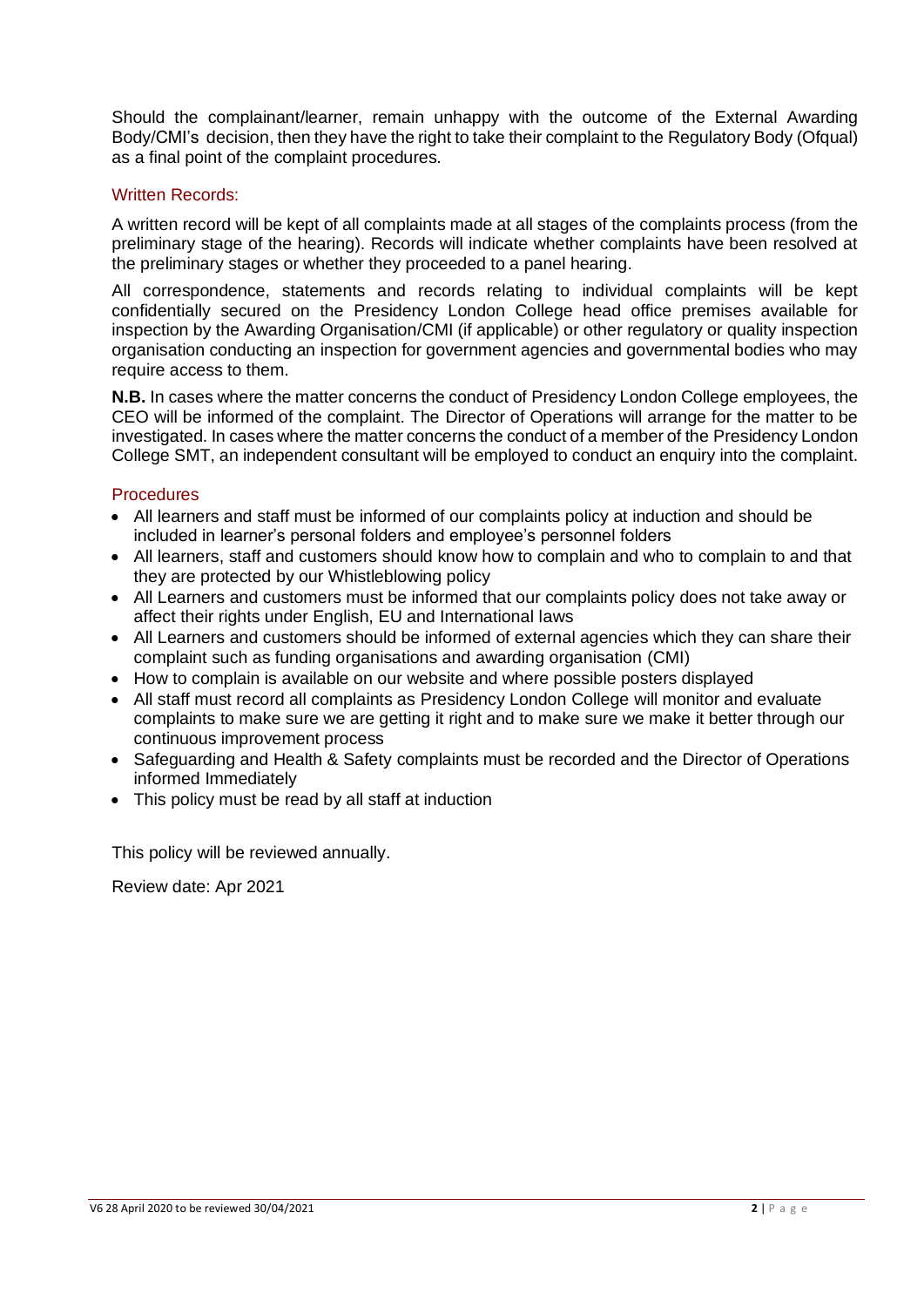Should the complainant/learner, remain unhappy with the outcome of the External Awarding Body/CMI's decision, then they have the right to take their complaint to the Regulatory Body (Ofqual) as a final point of the complaint procedures.

## Written Records:

A written record will be kept of all complaints made at all stages of the complaints process (from the preliminary stage of the hearing). Records will indicate whether complaints have been resolved at the preliminary stages or whether they proceeded to a panel hearing.

All correspondence, statements and records relating to individual complaints will be kept confidentially secured on the Presidency London College head office premises available for inspection by the Awarding Organisation/CMI (if applicable) or other regulatory or quality inspection organisation conducting an inspection for government agencies and governmental bodies who may require access to them.

**N.B.** In cases where the matter concerns the conduct of Presidency London College employees, the CEO will be informed of the complaint. The Director of Operations will arrange for the matter to be investigated. In cases where the matter concerns the conduct of a member of the Presidency London College SMT, an independent consultant will be employed to conduct an enquiry into the complaint.

## Procedures

- All learners and staff must be informed of our complaints policy at induction and should be included in learner's personal folders and employee's personnel folders
- All learners, staff and customers should know how to complain and who to complain to and that they are protected by our Whistleblowing policy
- All Learners and customers must be informed that our complaints policy does not take away or affect their rights under English, EU and International laws
- All Learners and customers should be informed of external agencies which they can share their complaint such as funding organisations and awarding organisation (CMI)
- How to complain is available on our website and where possible posters displayed
- All staff must record all complaints as Presidency London College will monitor and evaluate complaints to make sure we are getting it right and to make sure we make it better through our continuous improvement process
- Safeguarding and Health & Safety complaints must be recorded and the Director of Operations informed Immediately
- This policy must be read by all staff at induction

This policy will be reviewed annually.

Review date: Apr 2021